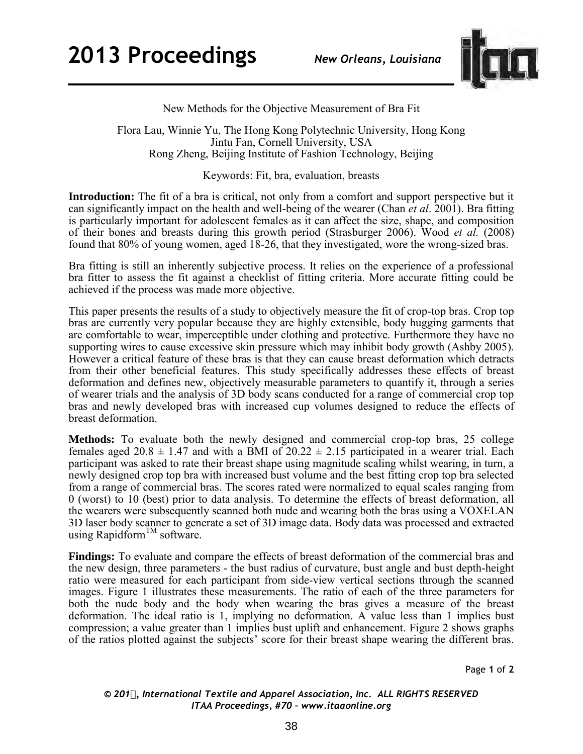# New Methods for the Objective Measurement of Bra Fit

Flora Lau, Winnie Yu, The Hong Kong Polytechnic University, Hong Kong
Jintu Fan, Cornell University, USA
Rong Zheng, Beijing Institute of Fashion Technology, Beijing

Keywords: Fit, bra, evaluation, breasts

**Introduction:** The fit of a bra is critical, not only from a comfort and support perspective but it can significantly impact on the health and well-being of the wearer (Chan *et al*. 2001). Bra fitting is particularly important for adolescent females as it can affect the size, shape, and composition of their bones and breasts during this growth period (Strasburger 2006). Wood *et al.* (2008) found that 80% of young women, aged 18-26, that they investigated, wore the wrong-sized bras.

Bra fitting is still an inherently subjective process. It relies on the experience of a professional bra fitter to assess the fit against a checklist of fitting criteria. More accurate fitting could be achieved if the process was made more objective.

This paper presents the results of a study to objectively measure the fit of crop-top bras. Crop top bras are currently very popular because they are highly extensible, body hugging garments that are comfortable to wear, imperceptible under clothing and protective. Furthermore they have no supporting wires to cause excessive skin pressure which may inhibit body growth (Ashby 2005). However a critical feature of these bras is that they can cause breast deformation which detracts from their other beneficial features. This study specifically addresses these effects of breast deformation and defines new, objectively measurable parameters to quantify it, through a series of wearer trials and the analysis of 3D body scans conducted for a range of commercial crop top bras and newly developed bras with increased cup volumes designed to reduce the effects of breast deformation.

**Methods:** To evaluate both the newly designed and commercial crop-top bras, 25 college females aged $20.8 \pm 1.47$ and with a BMI of $20.22 \pm 2.15$ participated in a wearer trial. Each participant was asked to rate their breast shape using magnitude scaling whilst wearing, in turn, a newly designed crop top bra with increased bust volume and the best fitting crop top bra selected from a range of commercial bras. The scores rated were normalized to equal scales ranging from 0 (worst) to 10 (best) prior to data analysis. To determine the effects of breast deformation, all the wearers were subsequently scanned both nude and wearing both the bras using a VOXELAN 3D laser body scanner to generate a set of 3D image data. Body data was processed and extracted using Rapidform™ software.

**Findings:** To evaluate and compare the effects of breast deformation of the commercial bras and the new design, three parameters - the bust radius of curvature, bust angle and bust depth-height ratio were measured for each participant from side-view vertical sections through the scanned images. Figure 1 illustrates these measurements. The ratio of each of the three parameters for both the nude body and the body when wearing the bras gives a measure of the breast deformation. The ideal ratio is 1, implying no deformation. A value less than 1 implies bust compression; a value greater than 1 implies bust uplift and enhancement. Figure 2 shows graphs of the ratios plotted against the subjects' score for their breast shape wearing the different bras.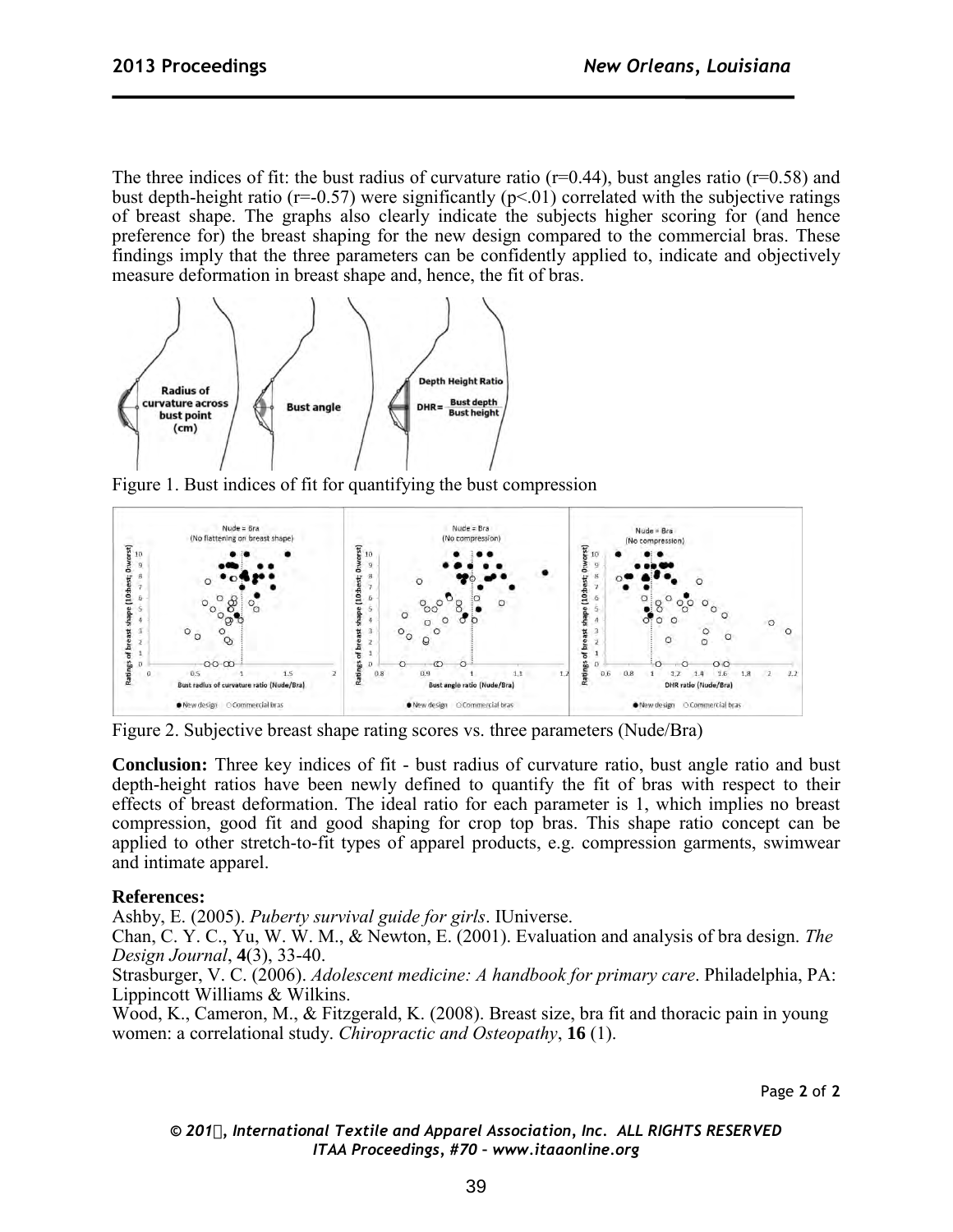The three indices of fit: the bust radius of curvature ratio ($r=0.44$), bust angles ratio ($r=0.58$) and bust depth-height ratio ($r=-0.57$) were significantly ($p<.01$) correlated with the subjective ratings of breast shape. The graphs also clearly indicate the subjects higher scoring for (and hence preference for) the breast shaping for the new design compared to the commercial bras. These findings imply that the three parameters can be confidently applied to, indicate and objectively measure deformation in breast shape and, hence, the fit of bras.

Radius of curvature across bust point (cm)

Bust angle

Depth Height Ratio

DHR = Bust depth / Bust height

Figure 1. Bust indices of fit for quantifying the bust compression

Nude = Bra (No flattening on breast shape)

Ratings of breast shape (10:best; 0:worst)

Bust radius of curvature ratio (Nude/Bra)

● New design ○ Commercial bras

Nude = Bra (No compression)

Bust angle ratio (Nude/Bra)

● New design ○ Commercial bras

Nude = Bra (No compression)

DHR ratio (Nude/Bra)

● New design ○ Commercial bras

Figure 2. Subjective breast shape rating scores vs. three parameters (Nude/Bra)

**Conclusion:** Three key indices of fit - bust radius of curvature ratio, bust angle ratio and bust depth-height ratios have been newly defined to quantify the fit of bras with respect to their effects of breast deformation. The ideal ratio for each parameter is 1, which implies no breast compression, good fit and good shaping for crop top bras. This shape ratio concept can be applied to other stretch-to-fit types of apparel products, e.g. compression garments, swimwear and intimate apparel.

**References:**

Ashby, E. (2005). *Puberty survival guide for girls*. IUniverse.

Chan, C. Y. C., Yu, W. W. M., & Newton, E. (2001). Evaluation and analysis of bra design. *The Design Journal*, **4**(3), 33-40.

Strasburger, V. C. (2006). *Adolescent medicine: A handbook for primary care*. Philadelphia, PA: Lippincott Williams & Wilkins.

Wood, K., Cameron, M., & Fitzgerald, K. (2008). Breast size, bra fit and thoracic pain in young women: a correlational study. *Chiropractic and Osteopathy*, **16** (1).